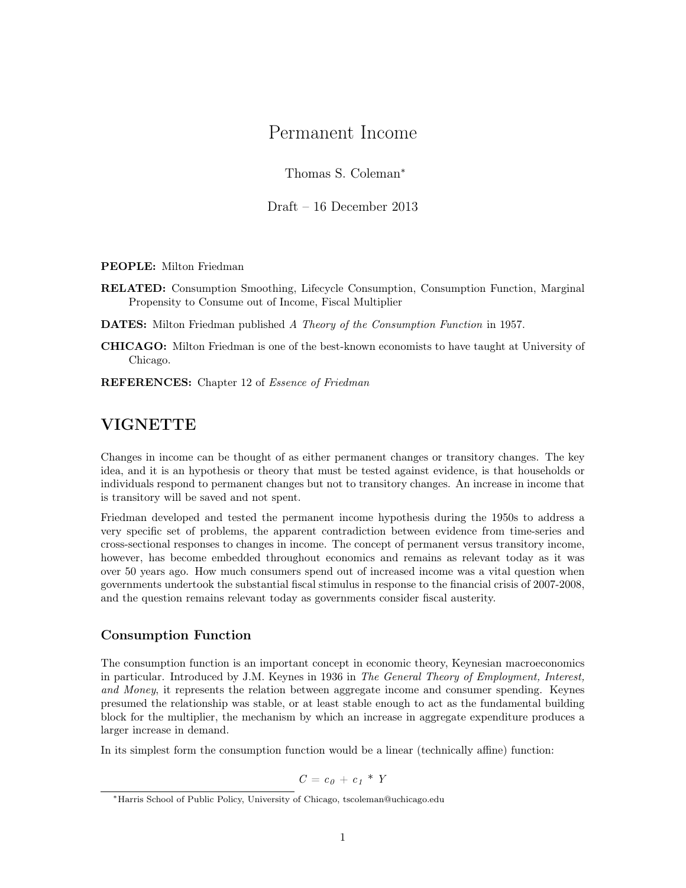# Permanent Income

Thomas S. Coleman[*]

Draft – 16 December 2013

**PEOPLE:** Milton Friedman

**RELATED:** Consumption Smoothing, Lifecycle Consumption, Consumption Function, Marginal Propensity to Consume out of Income, Fiscal Multiplier

**DATES:** Milton Friedman published *A Theory of the Consumption Function* in 1957.

**CHICAGO:** Milton Friedman is one of the best-known economists to have taught at University of Chicago.

**REFERENCES:** Chapter 12 of *Essence of Friedman*

## VIGNETTE

Changes in income can be thought of as either permanent changes or transitory changes. The key idea, and it is an hypothesis or theory that must be tested against evidence, is that households or individuals respond to permanent changes but not to transitory changes. An increase in income that is transitory will be saved and not spent.

Friedman developed and tested the permanent income hypothesis during the 1950s to address a very specific set of problems, the apparent contradiction between evidence from time-series and cross-sectional responses to changes in income. The concept of permanent versus transitory income, however, has become embedded throughout economics and remains as relevant today as it was over 50 years ago. How much consumers spend out of increased income was a vital question when governments undertook the substantial fiscal stimulus in response to the financial crisis of 2007-2008, and the question remains relevant today as governments consider fiscal austerity.

### Consumption Function

The consumption function is an important concept in economic theory, Keynesian macroeconomics in particular. Introduced by J.M. Keynes in 1936 in *The General Theory of Employment, Interest, and Money*, it represents the relation between aggregate income and consumer spending. Keynes presumed the relationship was stable, or at least stable enough to act as the fundamental building block for the multiplier, the mechanism by which an increase in aggregate expenditure produces a larger increase in demand.

In its simplest form the consumption function would be a linear (technically affine) function:

$$C = c_0 + c_1 * Y$$

[*] Harris School of Public Policy, University of Chicago, tscoleman@uchicago.edu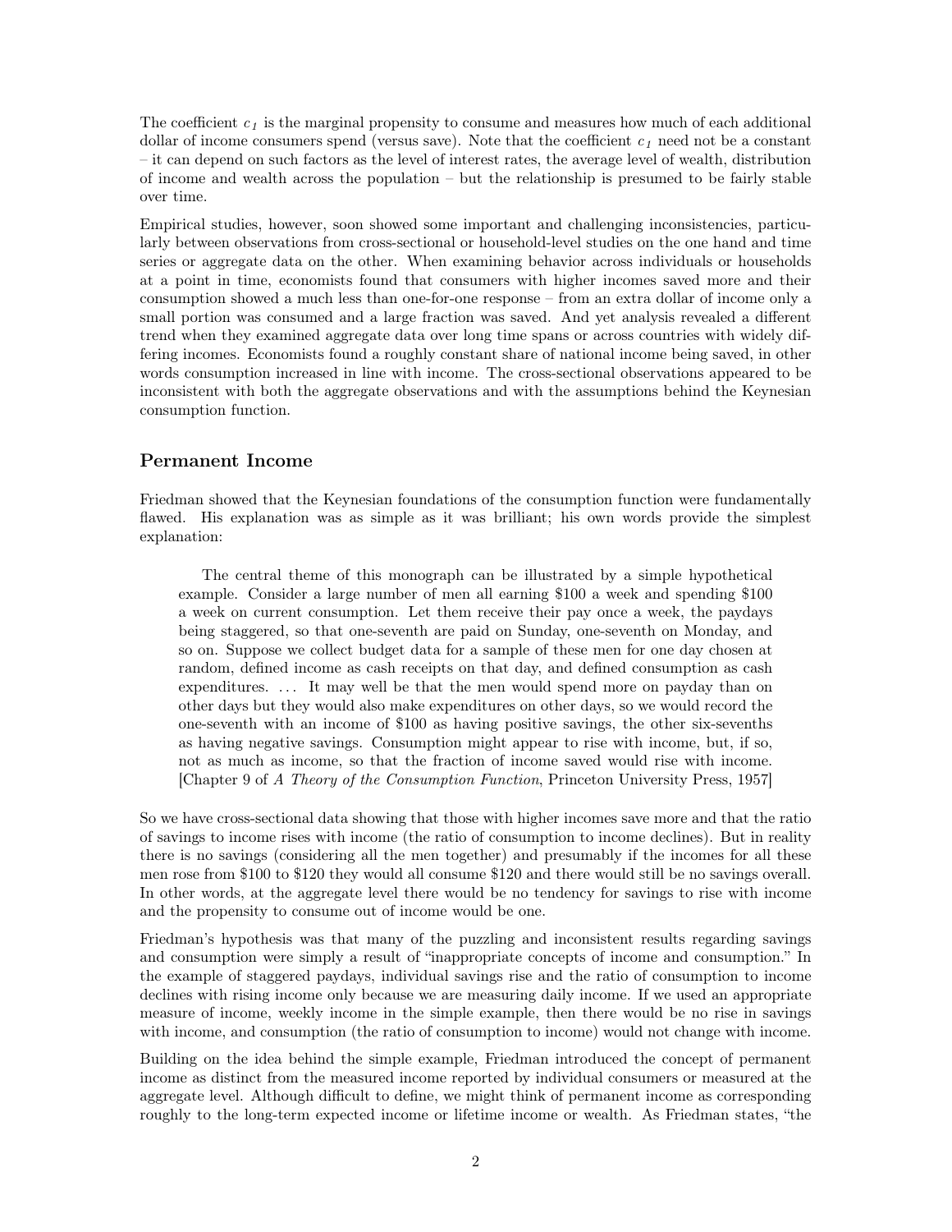The coefficient $c_1$ is the marginal propensity to consume and measures how much of each additional dollar of income consumers spend (versus save). Note that the coefficient $c_1$ need not be a constant – it can depend on such factors as the level of interest rates, the average level of wealth, distribution of income and wealth across the population – but the relationship is presumed to be fairly stable over time.

Empirical studies, however, soon showed some important and challenging inconsistencies, particularly between observations from cross-sectional or household-level studies on the one hand and time series or aggregate data on the other. When examining behavior across individuals or households at a point in time, economists found that consumers with higher incomes saved more and their consumption showed a much less than one-for-one response – from an extra dollar of income only a small portion was consumed and a large fraction was saved. And yet analysis revealed a different trend when they examined aggregate data over long time spans or across countries with widely differing incomes. Economists found a roughly constant share of national income being saved, in other words consumption increased in line with income. The cross-sectional observations appeared to be inconsistent with both the aggregate observations and with the assumptions behind the Keynesian consumption function.

## Permanent Income

Friedman showed that the Keynesian foundations of the consumption function were fundamentally flawed. His explanation was as simple as it was brilliant; his own words provide the simplest explanation:

> The central theme of this monograph can be illustrated by a simple hypothetical example. Consider a large number of men all earning \$100 a week and spending \$100 a week on current consumption. Let them receive their pay once a week, the paydays being staggered, so that one-seventh are paid on Sunday, one-seventh on Monday, and so on. Suppose we collect budget data for a sample of these men for one day chosen at random, defined income as cash receipts on that day, and defined consumption as cash expenditures. ... It may well be that the men would spend more on payday than on other days but they would also make expenditures on other days, so we would record the one-seventh with an income of \$100 as having positive savings, the other six-sevenths as having negative savings. Consumption might appear to rise with income, but, if so, not as much as income, so that the fraction of income saved would rise with income. [Chapter 9 of *A Theory of the Consumption Function*, Princeton University Press, 1957]

So we have cross-sectional data showing that those with higher incomes save more and that the ratio of savings to income rises with income (the ratio of consumption to income declines). But in reality there is no savings (considering all the men together) and presumably if the incomes for all these men rose from \$100 to \$120 they would all consume \$120 and there would still be no savings overall. In other words, at the aggregate level there would be no tendency for savings to rise with income and the propensity to consume out of income would be one.

Friedman's hypothesis was that many of the puzzling and inconsistent results regarding savings and consumption were simply a result of "inappropriate concepts of income and consumption." In the example of staggered paydays, individual savings rise and the ratio of consumption to income declines with rising income only because we are measuring daily income. If we used an appropriate measure of income, weekly income in the simple example, then there would be no rise in savings with income, and consumption (the ratio of consumption to income) would not change with income.

Building on the idea behind the simple example, Friedman introduced the concept of permanent income as distinct from the measured income reported by individual consumers or measured at the aggregate level. Although difficult to define, we might think of permanent income as corresponding roughly to the long-term expected income or lifetime income or wealth. As Friedman states, "the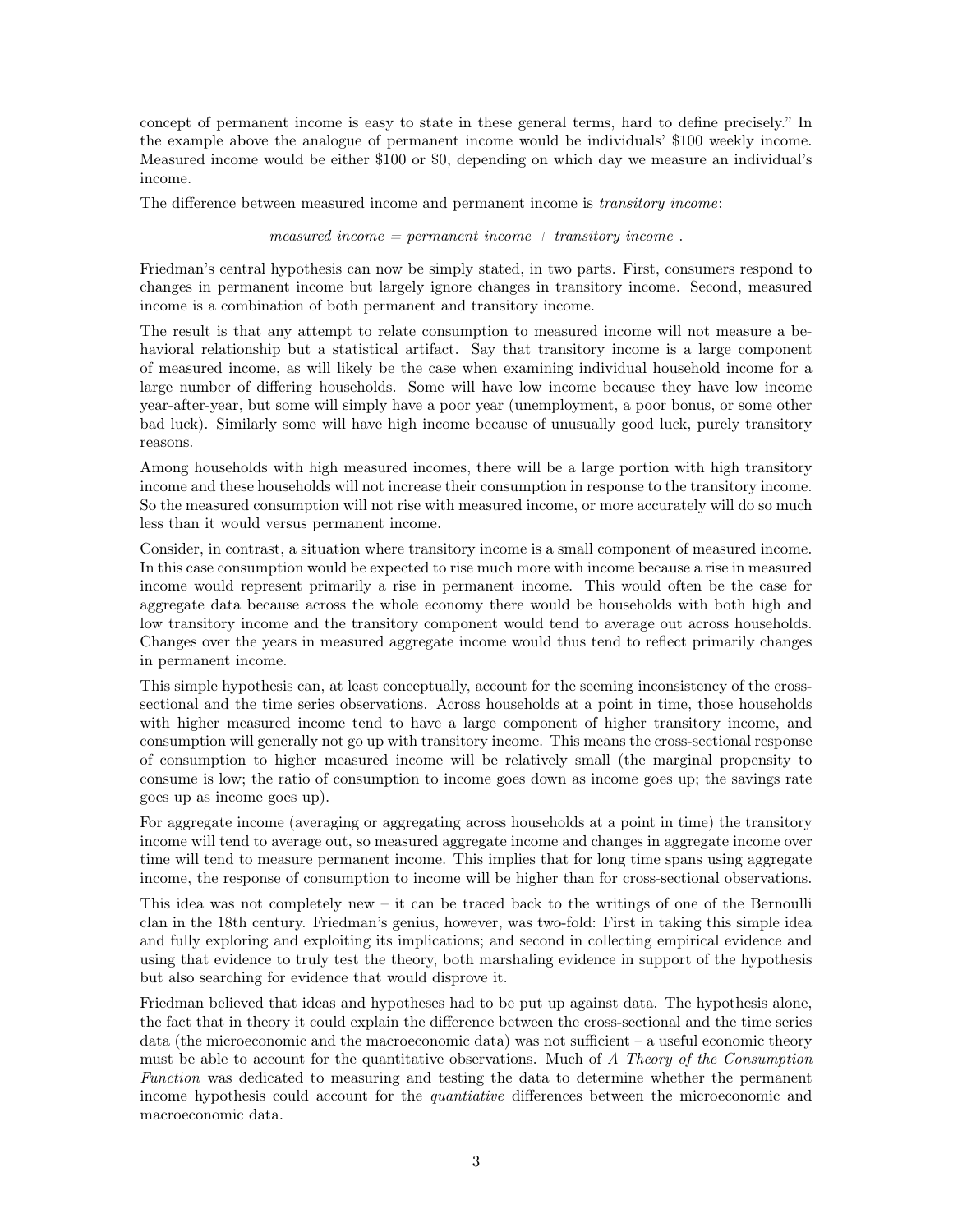concept of permanent income is easy to state in these general terms, hard to define precisely." In the example above the analogue of permanent income would be individuals' \$100 weekly income. Measured income would be either \$100 or \$0, depending on which day we measure an individual's income.

The difference between measured income and permanent income is *transitory income*:

$$\textit{measured income} = \textit{permanent income} + \textit{transitory income} \; .$$

Friedman's central hypothesis can now be simply stated, in two parts. First, consumers respond to changes in permanent income but largely ignore changes in transitory income. Second, measured income is a combination of both permanent and transitory income.

The result is that any attempt to relate consumption to measured income will not measure a behavioral relationship but a statistical artifact. Say that transitory income is a large component of measured income, as will likely be the case when examining individual household income for a large number of differing households. Some will have low income because they have low income year-after-year, but some will simply have a poor year (unemployment, a poor bonus, or some other bad luck). Similarly some will have high income because of unusually good luck, purely transitory reasons.

Among households with high measured incomes, there will be a large portion with high transitory income and these households will not increase their consumption in response to the transitory income. So the measured consumption will not rise with measured income, or more accurately will do so much less than it would versus permanent income.

Consider, in contrast, a situation where transitory income is a small component of measured income. In this case consumption would be expected to rise much more with income because a rise in measured income would represent primarily a rise in permanent income. This would often be the case for aggregate data because across the whole economy there would be households with both high and low transitory income and the transitory component would tend to average out across households. Changes over the years in measured aggregate income would thus tend to reflect primarily changes in permanent income.

This simple hypothesis can, at least conceptually, account for the seeming inconsistency of the cross-sectional and the time series observations. Across households at a point in time, those households with higher measured income tend to have a large component of higher transitory income, and consumption will generally not go up with transitory income. This means the cross-sectional response of consumption to higher measured income will be relatively small (the marginal propensity to consume is low; the ratio of consumption to income goes down as income goes up; the savings rate goes up as income goes up).

For aggregate income (averaging or aggregating across households at a point in time) the transitory income will tend to average out, so measured aggregate income and changes in aggregate income over time will tend to measure permanent income. This implies that for long time spans using aggregate income, the response of consumption to income will be higher than for cross-sectional observations.

This idea was not completely new – it can be traced back to the writings of one of the Bernoulli clan in the 18th century. Friedman's genius, however, was two-fold: First in taking this simple idea and fully exploring and exploiting its implications; and second in collecting empirical evidence and using that evidence to truly test the theory, both marshaling evidence in support of the hypothesis but also searching for evidence that would disprove it.

Friedman believed that ideas and hypotheses had to be put up against data. The hypothesis alone, the fact that in theory it could explain the difference between the cross-sectional and the time series data (the microeconomic and the macroeconomic data) was not sufficient – a useful economic theory must be able to account for the quantitative observations. Much of *A Theory of the Consumption Function* was dedicated to measuring and testing the data to determine whether the permanent income hypothesis could account for the *quantiative* differences between the microeconomic and macroeconomic data.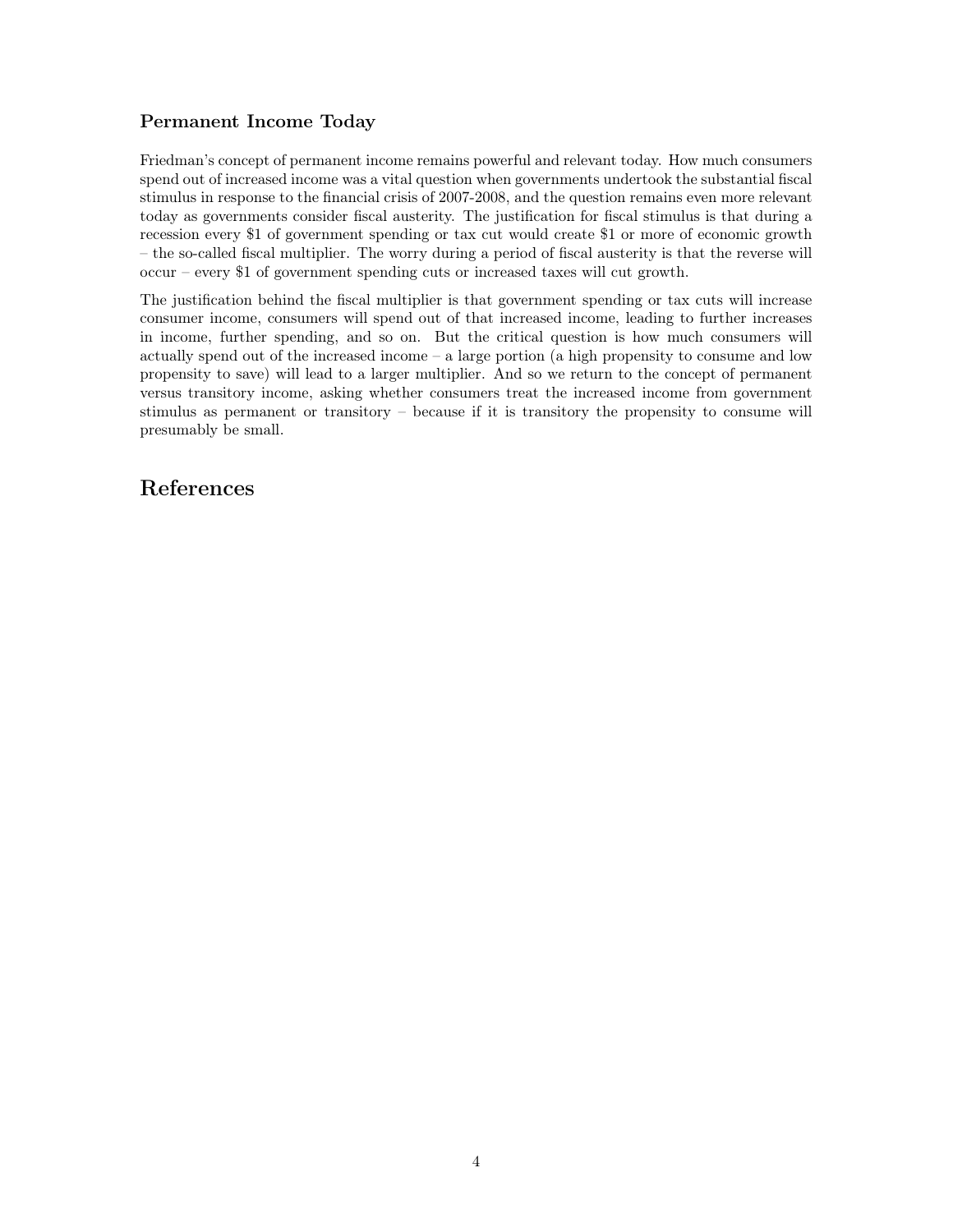### Permanent Income Today

Friedman's concept of permanent income remains powerful and relevant today. How much consumers spend out of increased income was a vital question when governments undertook the substantial fiscal stimulus in response to the financial crisis of 2007-2008, and the question remains even more relevant today as governments consider fiscal austerity. The justification for fiscal stimulus is that during a recession every \$1 of government spending or tax cut would create \$1 or more of economic growth – the so-called fiscal multiplier. The worry during a period of fiscal austerity is that the reverse will occur – every \$1 of government spending cuts or increased taxes will cut growth.

The justification behind the fiscal multiplier is that government spending or tax cuts will increase consumer income, consumers will spend out of that increased income, leading to further increases in income, further spending, and so on. But the critical question is how much consumers will actually spend out of the increased income – a large portion (a high propensity to consume and low propensity to save) will lead to a larger multiplier. And so we return to the concept of permanent versus transitory income, asking whether consumers treat the increased income from government stimulus as permanent or transitory – because if it is transitory the propensity to consume will presumably be small.

## References